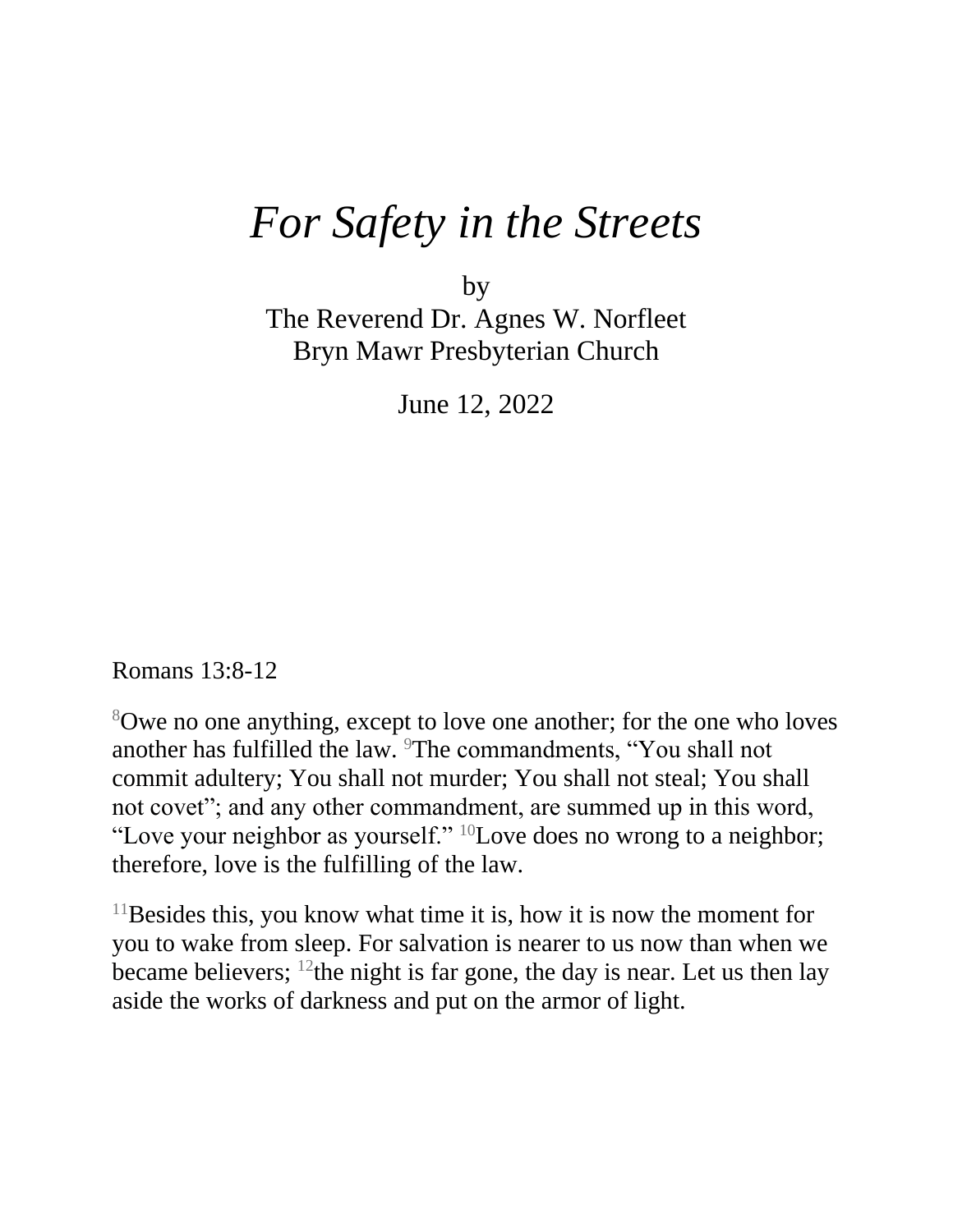# *For Safety in the Streets*

by
The Reverend Dr. Agnes W. Norfleet
Bryn Mawr Presbyterian Church

June 12, 2022

Romans 13:8-12

[8]Owe no one anything, except to love one another; for the one who loves another has fulfilled the law. [9]The commandments, "You shall not commit adultery; You shall not murder; You shall not steal; You shall not covet"; and any other commandment, are summed up in this word, "Love your neighbor as yourself." [10]Love does no wrong to a neighbor; therefore, love is the fulfilling of the law.

[11]Besides this, you know what time it is, how it is now the moment for you to wake from sleep. For salvation is nearer to us now than when we became believers; [12]the night is far gone, the day is near. Let us then lay aside the works of darkness and put on the armor of light.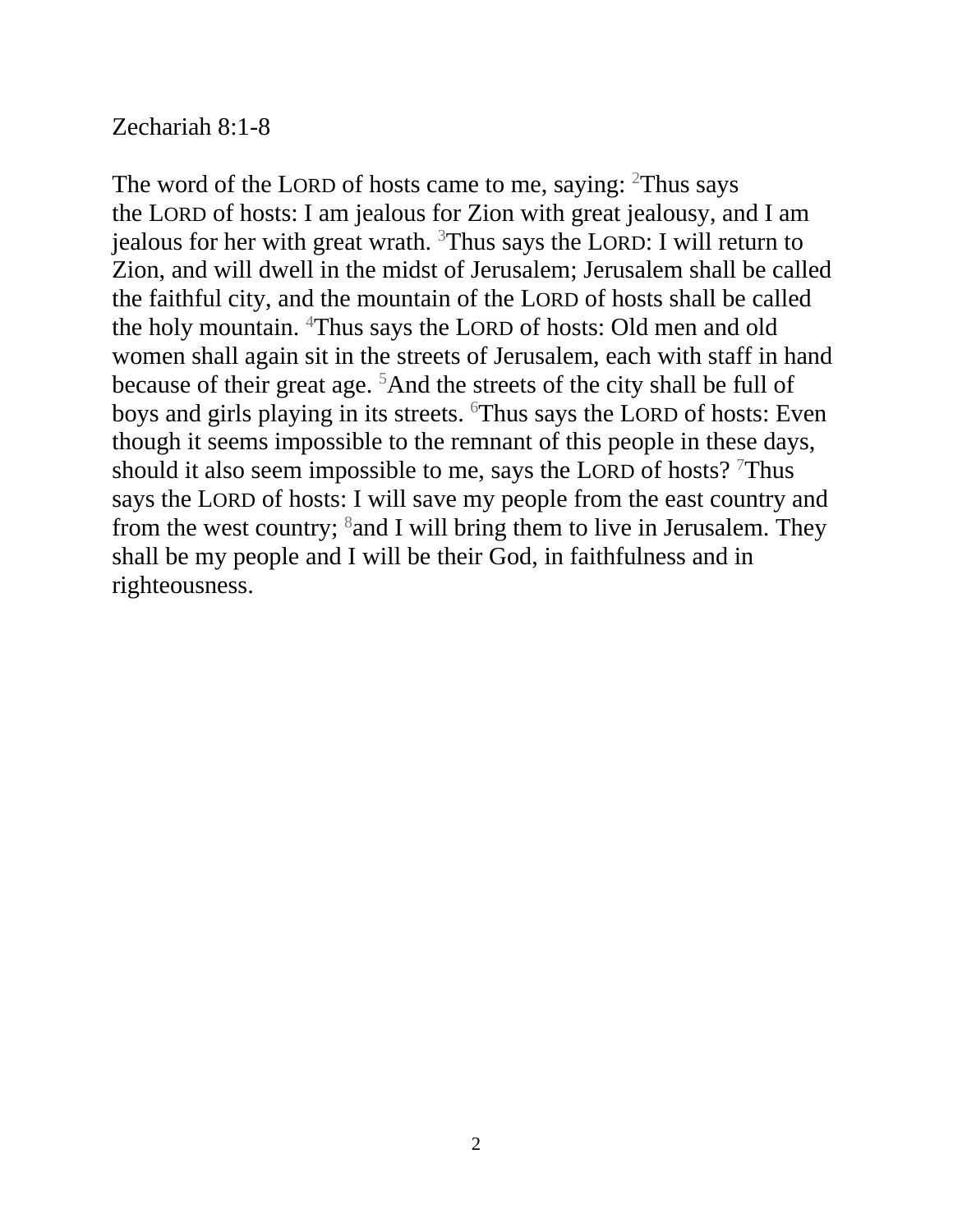Zechariah 8:1-8

The word of the LORD of hosts came to me, saying: [2]Thus says the LORD of hosts: I am jealous for Zion with great jealousy, and I am jealous for her with great wrath. [3]Thus says the LORD: I will return to Zion, and will dwell in the midst of Jerusalem; Jerusalem shall be called the faithful city, and the mountain of the LORD of hosts shall be called the holy mountain. [4]Thus says the LORD of hosts: Old men and old women shall again sit in the streets of Jerusalem, each with staff in hand because of their great age. [5]And the streets of the city shall be full of boys and girls playing in its streets. [6]Thus says the LORD of hosts: Even though it seems impossible to the remnant of this people in these days, should it also seem impossible to me, says the LORD of hosts? [7]Thus says the LORD of hosts: I will save my people from the east country and from the west country; [8]and I will bring them to live in Jerusalem. They shall be my people and I will be their God, in faithfulness and in righteousness.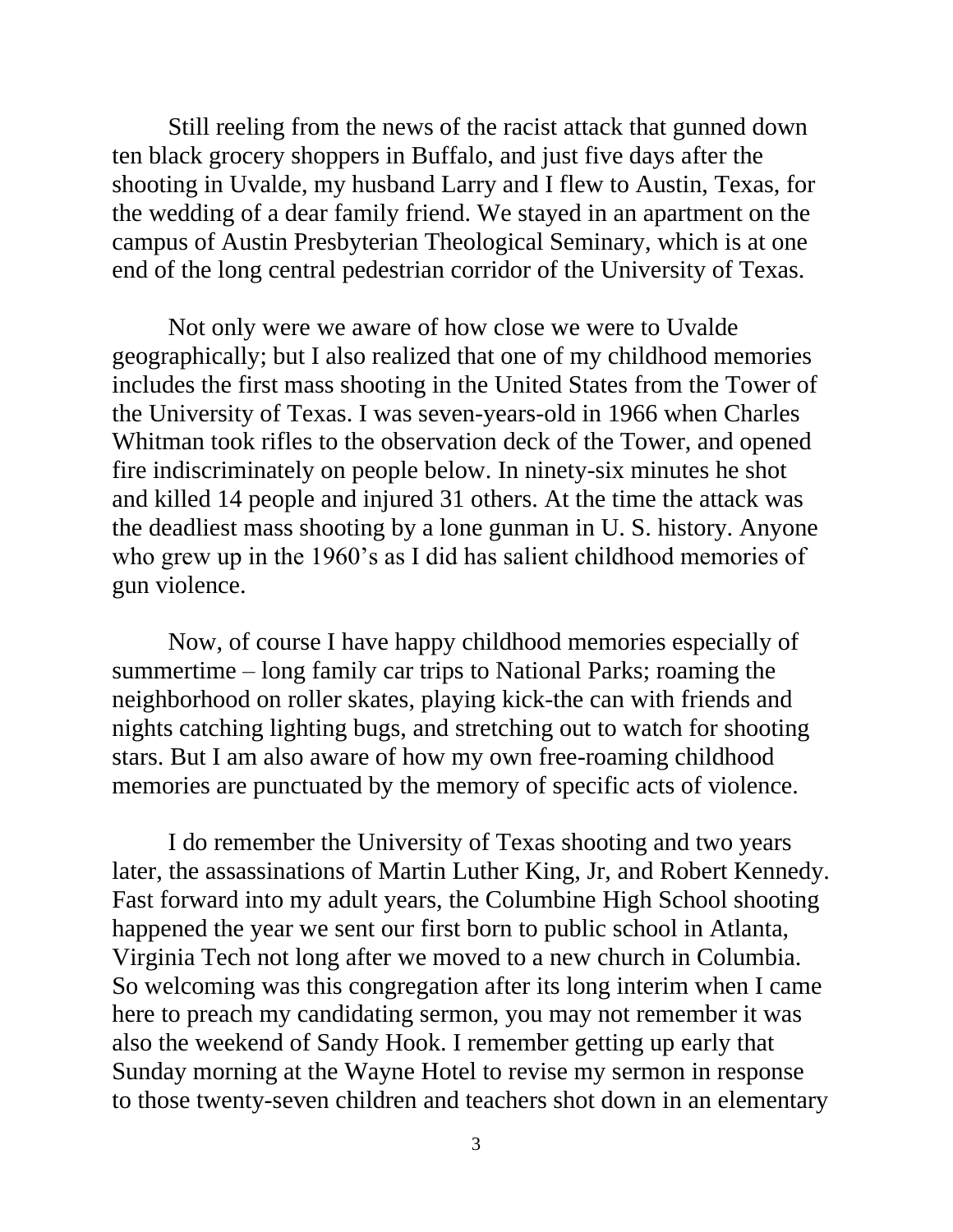Still reeling from the news of the racist attack that gunned down ten black grocery shoppers in Buffalo, and just five days after the shooting in Uvalde, my husband Larry and I flew to Austin, Texas, for the wedding of a dear family friend. We stayed in an apartment on the campus of Austin Presbyterian Theological Seminary, which is at one end of the long central pedestrian corridor of the University of Texas.

Not only were we aware of how close we were to Uvalde geographically; but I also realized that one of my childhood memories includes the first mass shooting in the United States from the Tower of the University of Texas. I was seven-years-old in 1966 when Charles Whitman took rifles to the observation deck of the Tower, and opened fire indiscriminately on people below. In ninety-six minutes he shot and killed 14 people and injured 31 others. At the time the attack was the deadliest mass shooting by a lone gunman in U. S. history. Anyone who grew up in the 1960's as I did has salient childhood memories of gun violence.

Now, of course I have happy childhood memories especially of summertime – long family car trips to National Parks; roaming the neighborhood on roller skates, playing kick-the can with friends and nights catching lighting bugs, and stretching out to watch for shooting stars. But I am also aware of how my own free-roaming childhood memories are punctuated by the memory of specific acts of violence.

I do remember the University of Texas shooting and two years later, the assassinations of Martin Luther King, Jr, and Robert Kennedy. Fast forward into my adult years, the Columbine High School shooting happened the year we sent our first born to public school in Atlanta, Virginia Tech not long after we moved to a new church in Columbia. So welcoming was this congregation after its long interim when I came here to preach my candidating sermon, you may not remember it was also the weekend of Sandy Hook. I remember getting up early that Sunday morning at the Wayne Hotel to revise my sermon in response to those twenty-seven children and teachers shot down in an elementary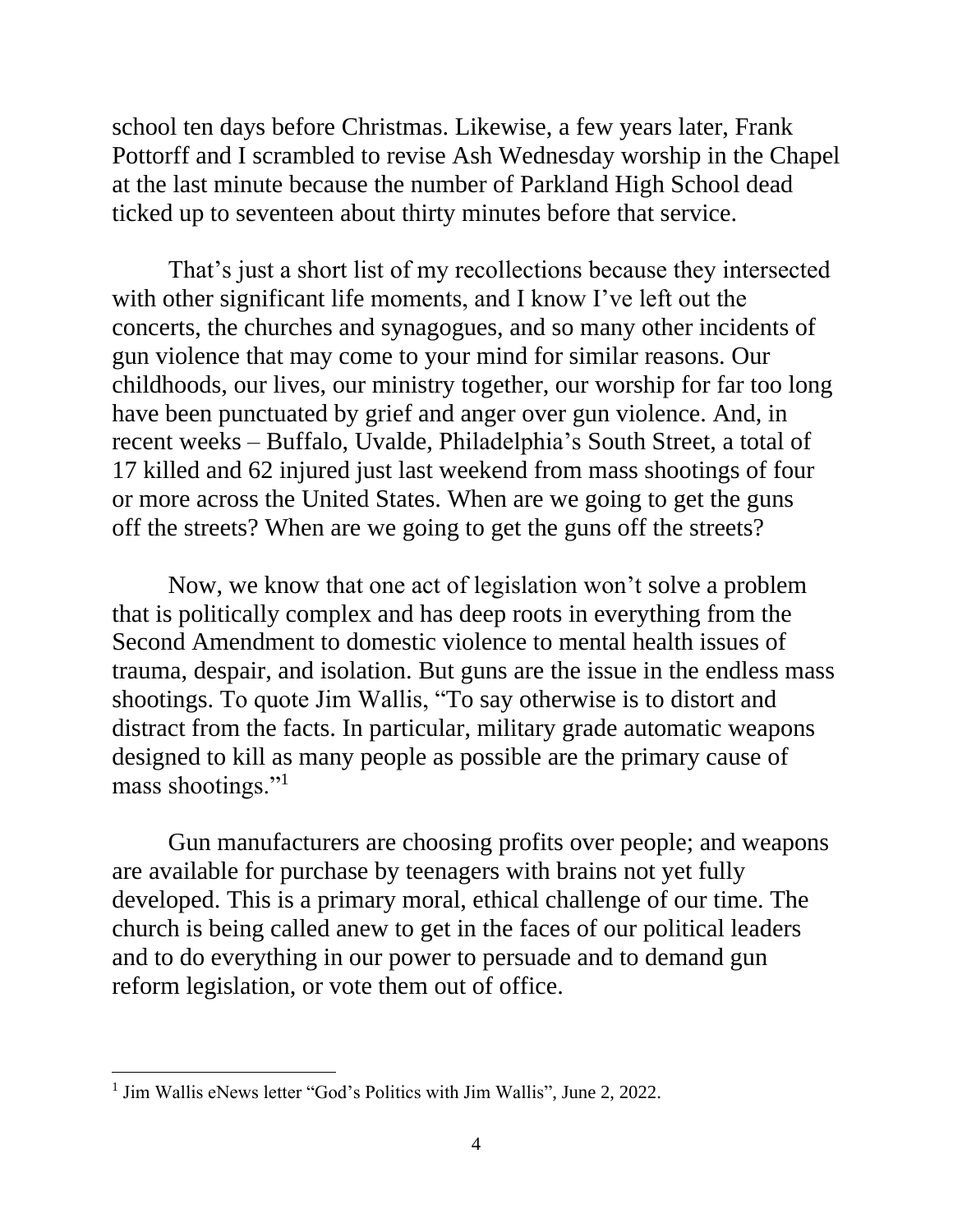school ten days before Christmas. Likewise, a few years later, Frank Pottorff and I scrambled to revise Ash Wednesday worship in the Chapel at the last minute because the number of Parkland High School dead ticked up to seventeen about thirty minutes before that service.

That's just a short list of my recollections because they intersected with other significant life moments, and I know I've left out the concerts, the churches and synagogues, and so many other incidents of gun violence that may come to your mind for similar reasons. Our childhoods, our lives, our ministry together, our worship for far too long have been punctuated by grief and anger over gun violence. And, in recent weeks – Buffalo, Uvalde, Philadelphia's South Street, a total of 17 killed and 62 injured just last weekend from mass shootings of four or more across the United States. When are we going to get the guns off the streets? When are we going to get the guns off the streets?

Now, we know that one act of legislation won't solve a problem that is politically complex and has deep roots in everything from the Second Amendment to domestic violence to mental health issues of trauma, despair, and isolation. But guns are the issue in the endless mass shootings. To quote Jim Wallis, "To say otherwise is to distort and distract from the facts. In particular, military grade automatic weapons designed to kill as many people as possible are the primary cause of mass shootings."[1]

Gun manufacturers are choosing profits over people; and weapons are available for purchase by teenagers with brains not yet fully developed. This is a primary moral, ethical challenge of our time. The church is being called anew to get in the faces of our political leaders and to do everything in our power to persuade and to demand gun reform legislation, or vote them out of office.

---

[1] Jim Wallis eNews letter "God's Politics with Jim Wallis", June 2, 2022.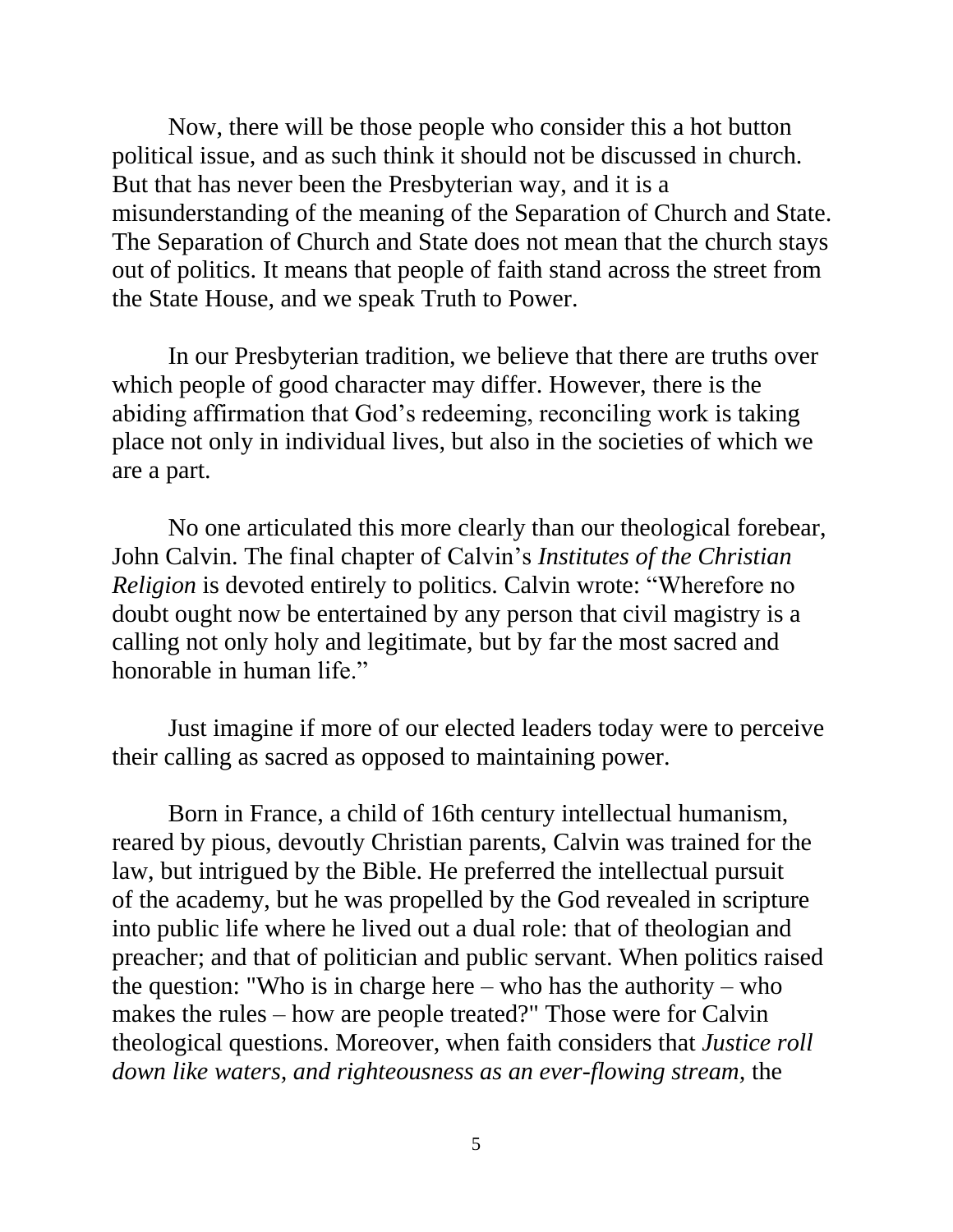Now, there will be those people who consider this a hot button political issue, and as such think it should not be discussed in church. But that has never been the Presbyterian way, and it is a misunderstanding of the meaning of the Separation of Church and State. The Separation of Church and State does not mean that the church stays out of politics. It means that people of faith stand across the street from the State House, and we speak Truth to Power.

In our Presbyterian tradition, we believe that there are truths over which people of good character may differ. However, there is the abiding affirmation that God's redeeming, reconciling work is taking place not only in individual lives, but also in the societies of which we are a part.

No one articulated this more clearly than our theological forebear, John Calvin. The final chapter of Calvin's *Institutes of the Christian Religion* is devoted entirely to politics. Calvin wrote: "Wherefore no doubt ought now be entertained by any person that civil magistry is a calling not only holy and legitimate, but by far the most sacred and honorable in human life."

Just imagine if more of our elected leaders today were to perceive their calling as sacred as opposed to maintaining power.

Born in France, a child of 16th century intellectual humanism, reared by pious, devoutly Christian parents, Calvin was trained for the law, but intrigued by the Bible. He preferred the intellectual pursuit of the academy, but he was propelled by the God revealed in scripture into public life where he lived out a dual role: that of theologian and preacher; and that of politician and public servant. When politics raised the question: "Who is in charge here – who has the authority – who makes the rules – how are people treated?" Those were for Calvin theological questions. Moreover, when faith considers that *Justice roll down like waters, and righteousness as an ever-flowing stream,* the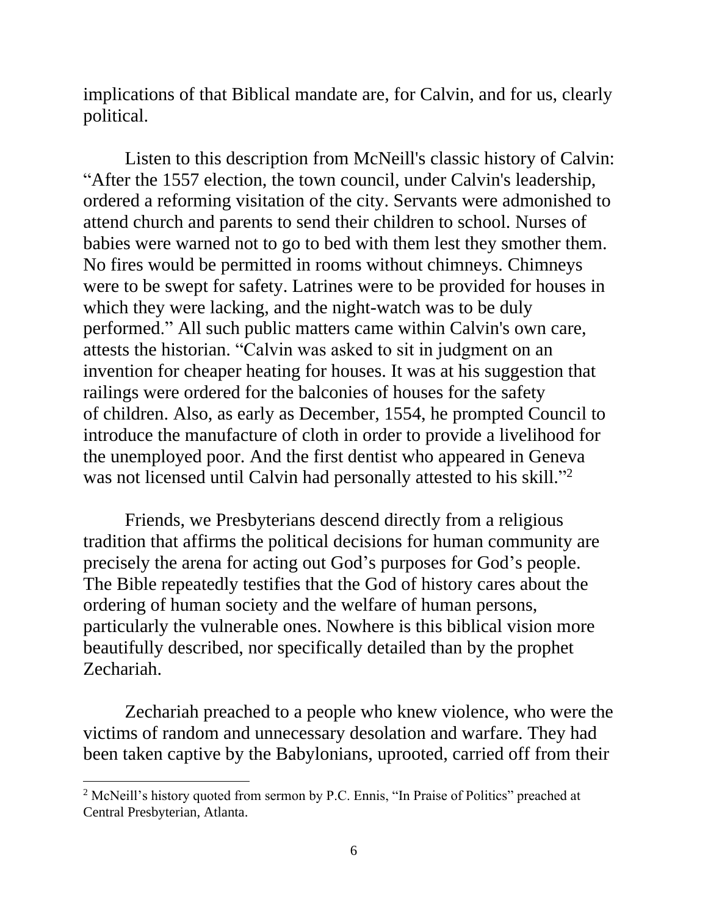implications of that Biblical mandate are, for Calvin, and for us, clearly political.

Listen to this description from McNeill's classic history of Calvin: “After the 1557 election, the town council, under Calvin's leadership, ordered a reforming visitation of the city. Servants were admonished to attend church and parents to send their children to school. Nurses of babies were warned not to go to bed with them lest they smother them. No fires would be permitted in rooms without chimneys. Chimneys were to be swept for safety. Latrines were to be provided for houses in which they were lacking, and the night-watch was to be duly performed.” All such public matters came within Calvin's own care, attests the historian. “Calvin was asked to sit in judgment on an invention for cheaper heating for houses. It was at his suggestion that railings were ordered for the balconies of houses for the safety of children. Also, as early as December, 1554, he prompted Council to introduce the manufacture of cloth in order to provide a livelihood for the unemployed poor. And the first dentist who appeared in Geneva was not licensed until Calvin had personally attested to his skill.”[2]

Friends, we Presbyterians descend directly from a religious tradition that affirms the political decisions for human community are precisely the arena for acting out God’s purposes for God’s people. The Bible repeatedly testifies that the God of history cares about the ordering of human society and the welfare of human persons, particularly the vulnerable ones. Nowhere is this biblical vision more beautifully described, nor specifically detailed than by the prophet Zechariah.

Zechariah preached to a people who knew violence, who were the victims of random and unnecessary desolation and warfare. They had been taken captive by the Babylonians, uprooted, carried off from their

---

[2] McNeill’s history quoted from sermon by P.C. Ennis, “In Praise of Politics” preached at Central Presbyterian, Atlanta.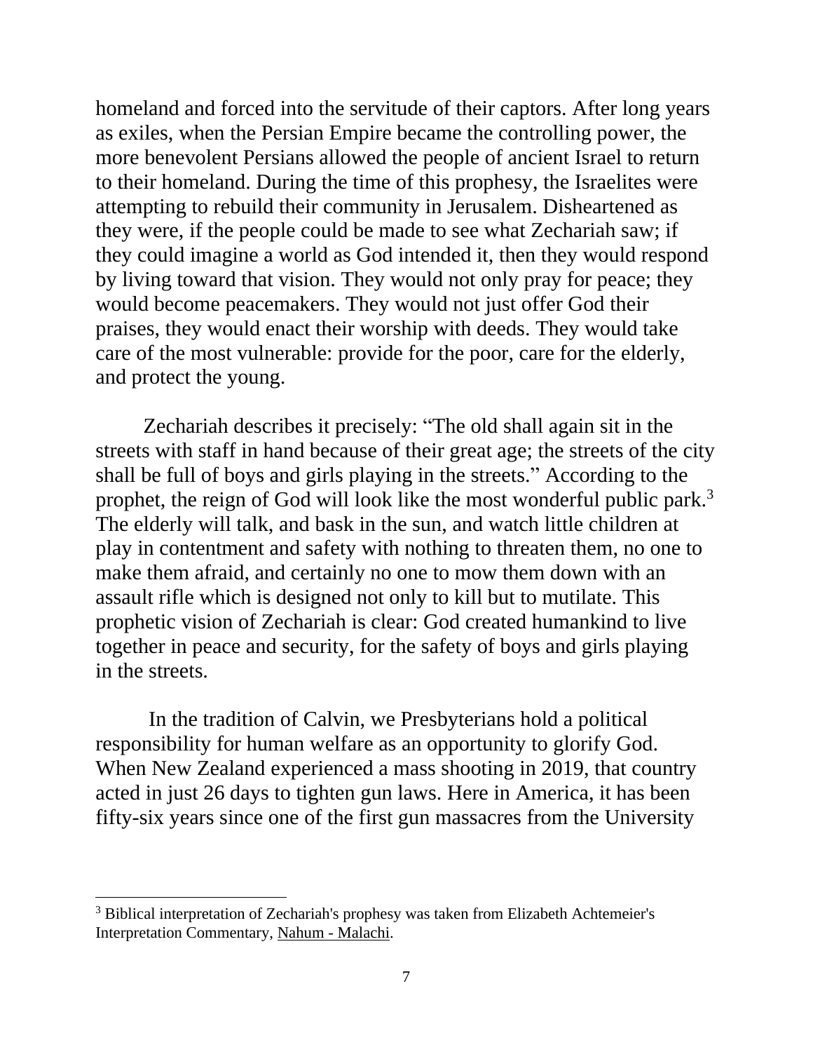homeland and forced into the servitude of their captors. After long years as exiles, when the Persian Empire became the controlling power, the more benevolent Persians allowed the people of ancient Israel to return to their homeland. During the time of this prophesy, the Israelites were attempting to rebuild their community in Jerusalem. Disheartened as they were, if the people could be made to see what Zechariah saw; if they could imagine a world as God intended it, then they would respond by living toward that vision. They would not only pray for peace; they would become peacemakers. They would not just offer God their praises, they would enact their worship with deeds. They would take care of the most vulnerable: provide for the poor, care for the elderly, and protect the young.

Zechariah describes it precisely: "The old shall again sit in the streets with staff in hand because of their great age; the streets of the city shall be full of boys and girls playing in the streets." According to the prophet, the reign of God will look like the most wonderful public park.[3] The elderly will talk, and bask in the sun, and watch little children at play in contentment and safety with nothing to threaten them, no one to make them afraid, and certainly no one to mow them down with an assault rifle which is designed not only to kill but to mutilate. This prophetic vision of Zechariah is clear: God created humankind to live together in peace and security, for the safety of boys and girls playing in the streets.

In the tradition of Calvin, we Presbyterians hold a political responsibility for human welfare as an opportunity to glorify God. When New Zealand experienced a mass shooting in 2019, that country acted in just 26 days to tighten gun laws. Here in America, it has been fifty-six years since one of the first gun massacres from the University

---

[3] Biblical interpretation of Zechariah's prophesy was taken from Elizabeth Achtemeier's Interpretation Commentary, Nahum - Malachi.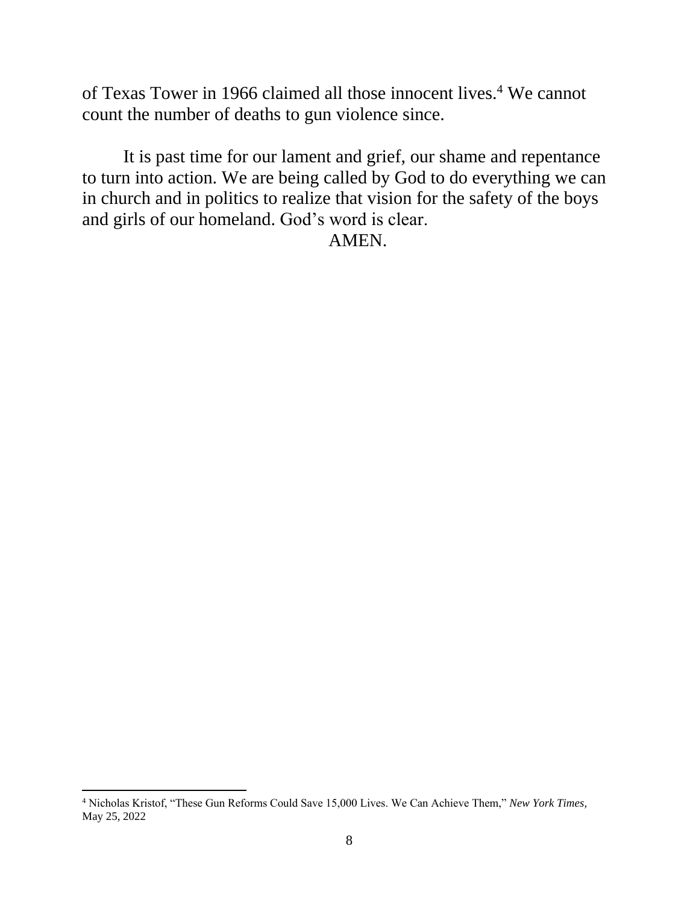of Texas Tower in 1966 claimed all those innocent lives.[4] We cannot count the number of deaths to gun violence since.

It is past time for our lament and grief, our shame and repentance to turn into action. We are being called by God to do everything we can in church and in politics to realize that vision for the safety of the boys and girls of our homeland. God's word is clear.

AMEN.

---

[4] Nicholas Kristof, "These Gun Reforms Could Save 15,000 Lives. We Can Achieve Them," *New York Times,* May 25, 2022